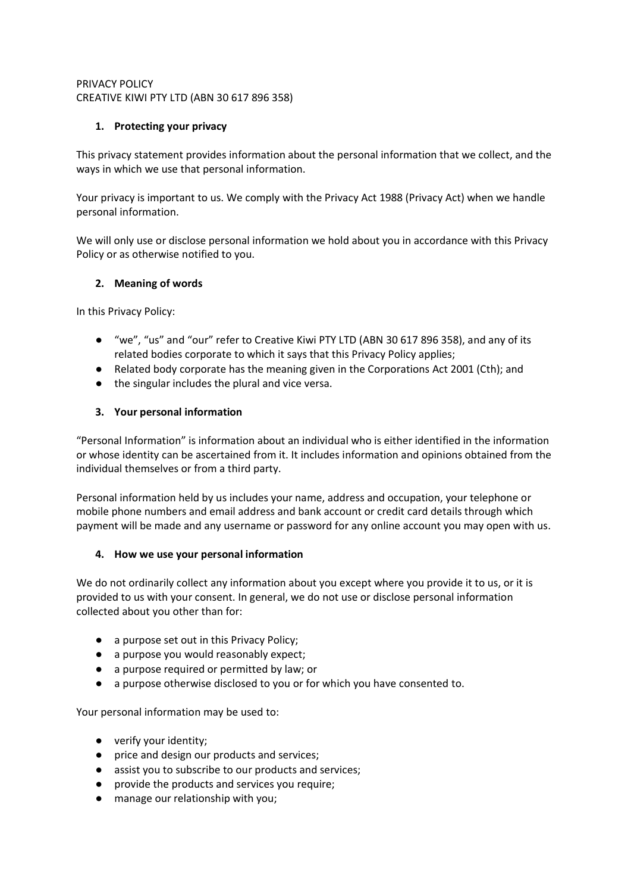PRIVACY POLICY
CREATIVE KIWI PTY LTD (ABN 30 617 896 358)

## 1. Protecting your privacy

This privacy statement provides information about the personal information that we collect, and the ways in which we use that personal information.

Your privacy is important to us. We comply with the Privacy Act 1988 (Privacy Act) when we handle personal information.

We will only use or disclose personal information we hold about you in accordance with this Privacy Policy or as otherwise notified to you.

## 2. Meaning of words

In this Privacy Policy:

- "we", "us" and "our" refer to Creative Kiwi PTY LTD (ABN 30 617 896 358), and any of its related bodies corporate to which it says that this Privacy Policy applies;
- Related body corporate has the meaning given in the Corporations Act 2001 (Cth); and
- the singular includes the plural and vice versa.

## 3. Your personal information

"Personal Information" is information about an individual who is either identified in the information or whose identity can be ascertained from it. It includes information and opinions obtained from the individual themselves or from a third party.

Personal information held by us includes your name, address and occupation, your telephone or mobile phone numbers and email address and bank account or credit card details through which payment will be made and any username or password for any online account you may open with us.

## 4. How we use your personal information

We do not ordinarily collect any information about you except where you provide it to us, or it is provided to us with your consent. In general, we do not use or disclose personal information collected about you other than for:

- a purpose set out in this Privacy Policy;
- a purpose you would reasonably expect;
- a purpose required or permitted by law; or
- a purpose otherwise disclosed to you or for which you have consented to.

Your personal information may be used to:

- verify your identity;
- price and design our products and services;
- assist you to subscribe to our products and services;
- provide the products and services you require;
- manage our relationship with you;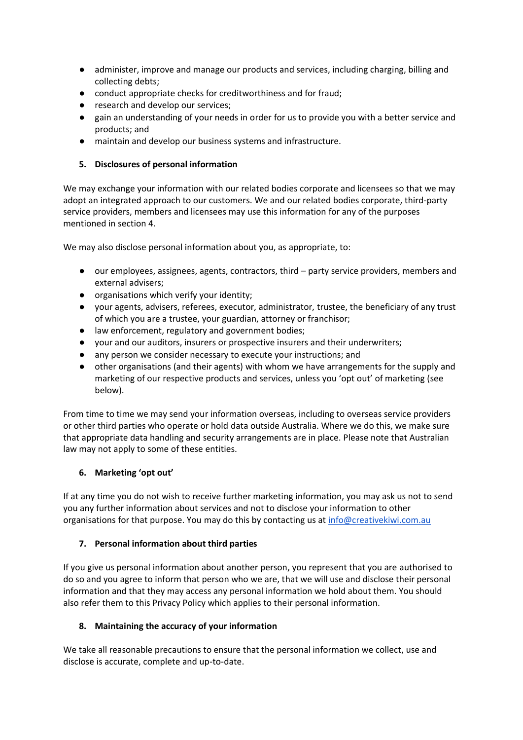- administer, improve and manage our products and services, including charging, billing and collecting debts;
- conduct appropriate checks for creditworthiness and for fraud;
- research and develop our services;
- gain an understanding of your needs in order for us to provide you with a better service and products; and
- maintain and develop our business systems and infrastructure.

## 5. Disclosures of personal information

We may exchange your information with our related bodies corporate and licensees so that we may adopt an integrated approach to our customers. We and our related bodies corporate, third-party service providers, members and licensees may use this information for any of the purposes mentioned in section 4.

We may also disclose personal information about you, as appropriate, to:

- our employees, assignees, agents, contractors, third – party service providers, members and external advisers;
- organisations which verify your identity;
- your agents, advisers, referees, executor, administrator, trustee, the beneficiary of any trust of which you are a trustee, your guardian, attorney or franchisor;
- law enforcement, regulatory and government bodies;
- your and our auditors, insurers or prospective insurers and their underwriters;
- any person we consider necessary to execute your instructions; and
- other organisations (and their agents) with whom we have arrangements for the supply and marketing of our respective products and services, unless you 'opt out' of marketing (see below).

From time to time we may send your information overseas, including to overseas service providers or other third parties who operate or hold data outside Australia. Where we do this, we make sure that appropriate data handling and security arrangements are in place. Please note that Australian law may not apply to some of these entities.

## 6. Marketing 'opt out'

If at any time you do not wish to receive further marketing information, you may ask us not to send you any further information about services and not to disclose your information to other organisations for that purpose. You may do this by contacting us at info@creativekiwi.com.au

## 7. Personal information about third parties

If you give us personal information about another person, you represent that you are authorised to do so and you agree to inform that person who we are, that we will use and disclose their personal information and that they may access any personal information we hold about them. You should also refer them to this Privacy Policy which applies to their personal information.

## 8. Maintaining the accuracy of your information

We take all reasonable precautions to ensure that the personal information we collect, use and disclose is accurate, complete and up-to-date.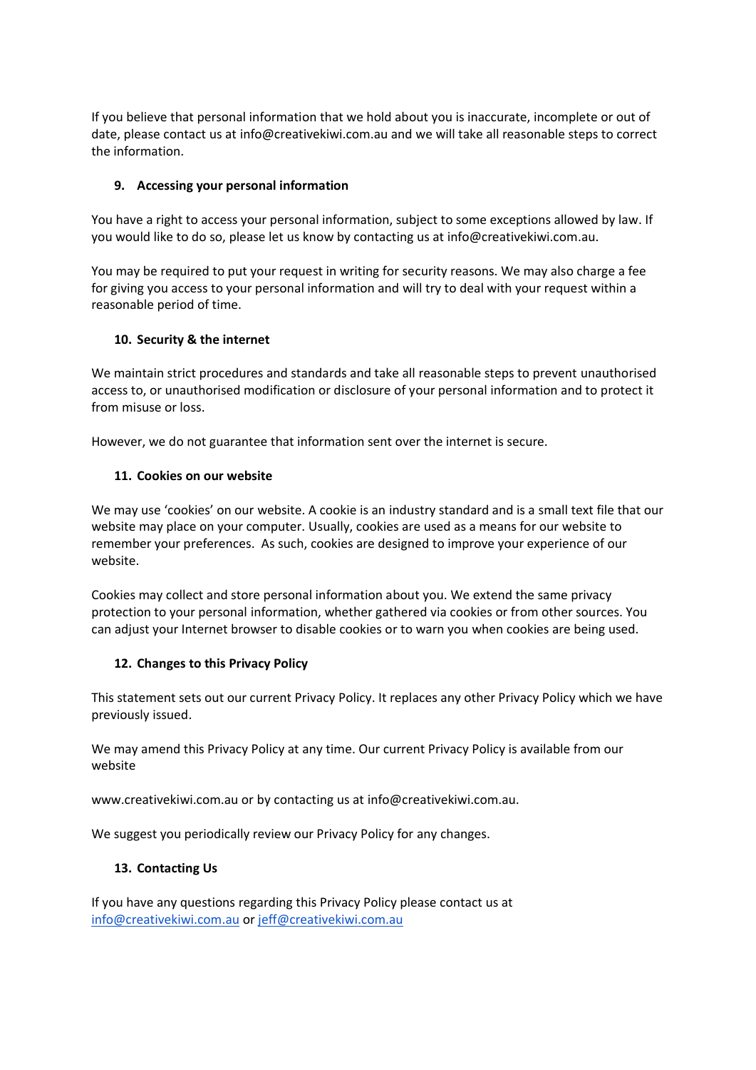If you believe that personal information that we hold about you is inaccurate, incomplete or out of date, please contact us at info@creativekiwi.com.au and we will take all reasonable steps to correct the information.

## 9. Accessing your personal information

You have a right to access your personal information, subject to some exceptions allowed by law. If you would like to do so, please let us know by contacting us at info@creativekiwi.com.au.

You may be required to put your request in writing for security reasons. We may also charge a fee for giving you access to your personal information and will try to deal with your request within a reasonable period of time.

## 10. Security & the internet

We maintain strict procedures and standards and take all reasonable steps to prevent unauthorised access to, or unauthorised modification or disclosure of your personal information and to protect it from misuse or loss.

However, we do not guarantee that information sent over the internet is secure.

## 11. Cookies on our website

We may use 'cookies' on our website. A cookie is an industry standard and is a small text file that our website may place on your computer. Usually, cookies are used as a means for our website to remember your preferences. As such, cookies are designed to improve your experience of our website.

Cookies may collect and store personal information about you. We extend the same privacy protection to your personal information, whether gathered via cookies or from other sources. You can adjust your Internet browser to disable cookies or to warn you when cookies are being used.

## 12. Changes to this Privacy Policy

This statement sets out our current Privacy Policy. It replaces any other Privacy Policy which we have previously issued.

We may amend this Privacy Policy at any time. Our current Privacy Policy is available from our website

www.creativekiwi.com.au or by contacting us at info@creativekiwi.com.au.

We suggest you periodically review our Privacy Policy for any changes.

## 13. Contacting Us

If you have any questions regarding this Privacy Policy please contact us at [info@creativekiwi.com.au](mailto:info@creativekiwi.com.au) or [jeff@creativekiwi.com.au](mailto:jeff@creativekiwi.com.au)